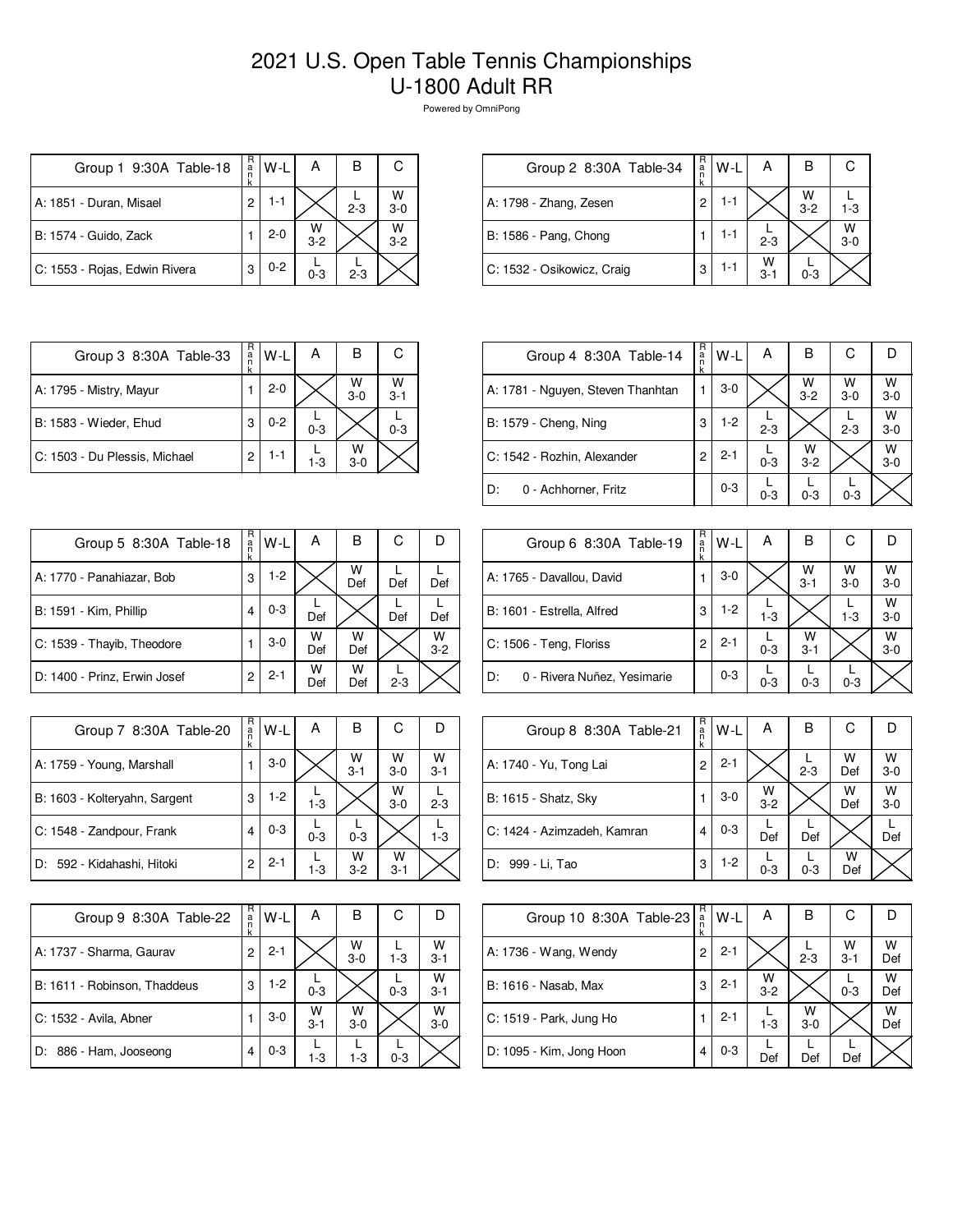# 2021 U.S. Open Table Tennis Championships
## U-1800 Adult RR

Powered by OmniPong

| Group 1 9:30A Table-18 | Rank | W-L | A | B | C |
|---|---|---|---|---|---|
| A: 1851 - Duran, Misael | 2 | 1-1 | | L 2-3 | W 3-0 |
| B: 1574 - Guido, Zack | 1 | 2-0 | W 3-2 | | W 3-2 |
| C: 1553 - Rojas, Edwin Rivera | 3 | 0-2 | L 0-3 | L 2-3 | |

| Group 2 8:30A Table-34 | Rank | W-L | A | B | C |
|---|---|---|---|---|---|
| A: 1798 - Zhang, Zesen | 2 | 1-1 | | W 3-2 | L 1-3 |
| B: 1586 - Pang, Chong | 1 | 1-1 | L 2-3 | | W 3-0 |
| C: 1532 - Osikowicz, Craig | 3 | 1-1 | W 3-1 | L 0-3 | |

| Group 3 8:30A Table-33 | Rank | W-L | A | B | C |
|---|---|---|---|---|---|
| A: 1795 - Mistry, Mayur | 1 | 2-0 | | W 3-0 | W 3-1 |
| B: 1583 - Wieder, Ehud | 3 | 0-2 | L 0-3 | | L 0-3 |
| C: 1503 - Du Plessis, Michael | 2 | 1-1 | L 1-3 | W 3-0 | |

| Group 4 8:30A Table-14 | Rank | W-L | A | B | C | D |
|---|---|---|---|---|---|---|
| A: 1781 - Nguyen, Steven Thanhtan | 1 | 3-0 | | W 3-2 | W 3-0 | W 3-0 |
| B: 1579 - Cheng, Ning | 3 | 1-2 | L 2-3 | | L 2-3 | W 3-0 |
| C: 1542 - Rozhin, Alexander | 2 | 2-1 | L 0-3 | W 3-2 | | W 3-0 |
| D: 0 - Achhorner, Fritz | | 0-3 | L 0-3 | L 0-3 | L 0-3 | |

| Group 5 8:30A Table-18 | Rank | W-L | A | B | C | D |
|---|---|---|---|---|---|---|
| A: 1770 - Panahiazar, Bob | 3 | 1-2 | | W Def | L Def | L Def |
| B: 1591 - Kim, Phillip | 4 | 0-3 | L Def | | L Def | L Def |
| C: 1539 - Thayib, Theodore | 1 | 3-0 | W Def | W Def | | W 3-2 |
| D: 1400 - Prinz, Erwin Josef | 2 | 2-1 | W Def | W Def | L 2-3 | |

| Group 6 8:30A Table-19 | Rank | W-L | A | B | C | D |
|---|---|---|---|---|---|---|
| A: 1765 - Davallou, David | 1 | 3-0 | | W 3-1 | W 3-0 | W 3-0 |
| B: 1601 - Estrella, Alfred | 3 | 1-2 | L 1-3 | | L 1-3 | W 3-0 |
| C: 1506 - Teng, Floriss | 2 | 2-1 | L 0-3 | W 3-1 | | W 3-0 |
| D: 0 - Rivera Nuñez, Yesimarie | | 0-3 | L 0-3 | L 0-3 | L 0-3 | |

| Group 7 8:30A Table-20 | Rank | W-L | A | B | C | D |
|---|---|---|---|---|---|---|
| A: 1759 - Young, Marshall | 1 | 3-0 | | W 3-1 | W 3-0 | W 3-1 |
| B: 1603 - Kolteryahn, Sargent | 3 | 1-2 | L 1-3 | | W 3-0 | L 2-3 |
| C: 1548 - Zandpour, Frank | 4 | 0-3 | L 0-3 | L 0-3 | | L 1-3 |
| D: 592 - Kidahashi, Hitoki | 2 | 2-1 | L 1-3 | W 3-2 | W 3-1 | |

| Group 8 8:30A Table-21 | Rank | W-L | A | B | C | D |
|---|---|---|---|---|---|---|
| A: 1740 - Yu, Tong Lai | 2 | 2-1 | | L 2-3 | W Def | W 3-0 |
| B: 1615 - Shatz, Sky | 1 | 3-0 | W 3-2 | | W Def | W 3-0 |
| C: 1424 - Azimzadeh, Kamran | 4 | 0-3 | L Def | L Def | | L Def |
| D: 999 - Li, Tao | 3 | 1-2 | L 0-3 | L 0-3 | W Def | |

| Group 9 8:30A Table-22 | Rank | W-L | A | B | C | D |
|---|---|---|---|---|---|---|
| A: 1737 - Sharma, Gaurav | 2 | 2-1 | | W 3-0 | L 1-3 | W 3-1 |
| B: 1611 - Robinson, Thaddeus | 3 | 1-2 | L 0-3 | | L 0-3 | W 3-1 |
| C: 1532 - Avila, Abner | 1 | 3-0 | W 3-1 | W 3-0 | | W 3-0 |
| D: 886 - Ham, Jooseong | 4 | 0-3 | L 1-3 | L 1-3 | L 0-3 | |

| Group 10 8:30A Table-23 | Rank | W-L | A | B | C | D |
|---|---|---|---|---|---|---|
| A: 1736 - Wang, Wendy | 2 | 2-1 | | L 2-3 | W 3-1 | W Def |
| B: 1616 - Nasab, Max | 3 | 2-1 | W 3-2 | | L 0-3 | W Def |
| C: 1519 - Park, Jung Ho | 1 | 2-1 | L 1-3 | W 3-0 | | W Def |
| D: 1095 - Kim, Jong Hoon | 4 | 0-3 | L Def | L Def | L Def | |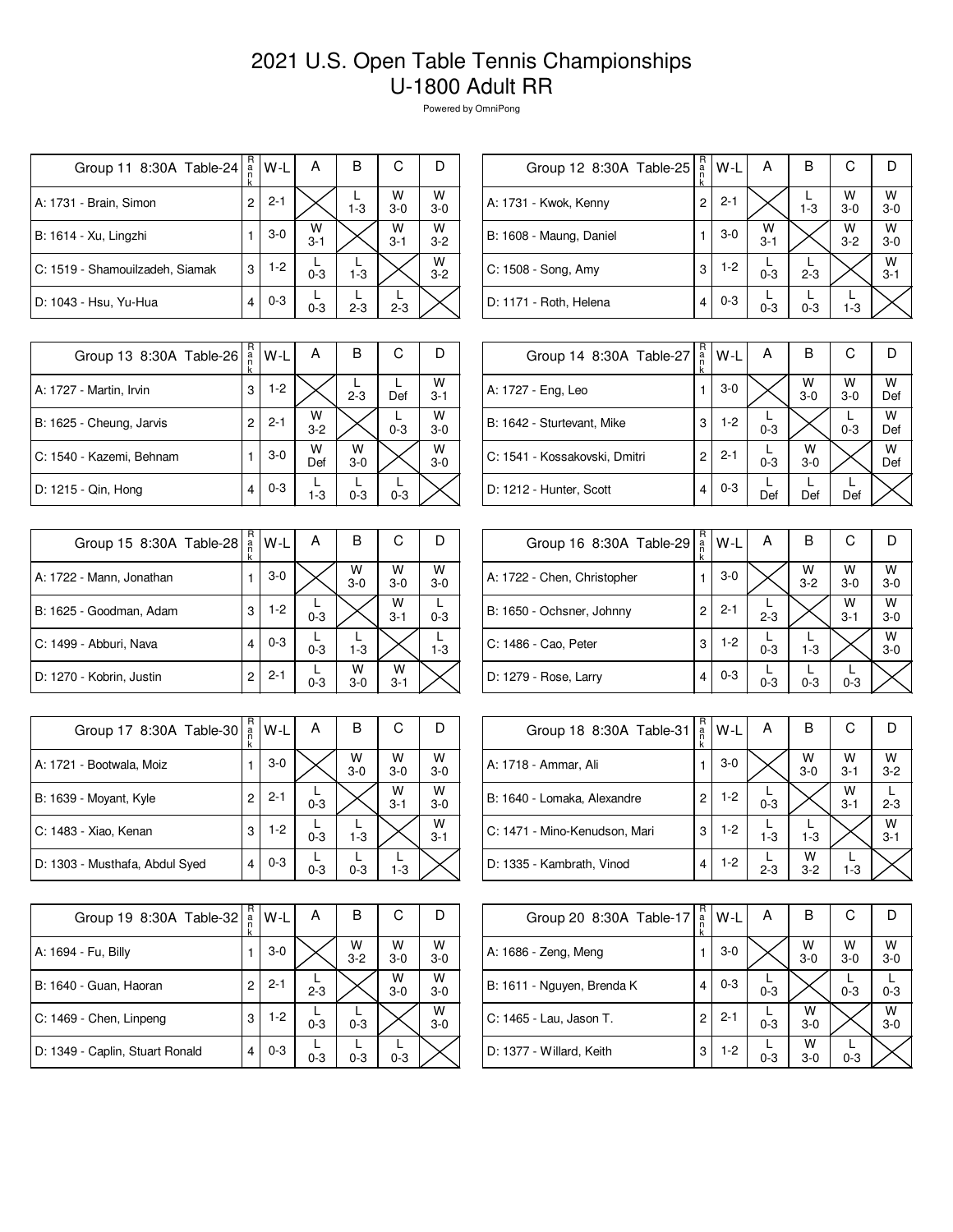# 2021 U.S. Open Table Tennis Championships
# U-1800 Adult RR

Powered by OmniPong

| Group 11 8:30A Table-24 | Rank | W-L | A | B | C | D |
|---|---|---|---|---|---|---|
| A: 1731 - Brain, Simon | 2 | 2-1 | | L 1-3 | W 3-0 | W 3-0 |
| B: 1614 - Xu, Lingzhi | 1 | 3-0 | W 3-1 | | W 3-1 | W 3-2 |
| C: 1519 - Shamouilzadeh, Siamak | 3 | 1-2 | L 0-3 | L 1-3 | | W 3-2 |
| D: 1043 - Hsu, Yu-Hua | 4 | 0-3 | L 0-3 | L 2-3 | L 2-3 | |

| Group 12 8:30A Table-25 | Rank | W-L | A | B | C | D |
|---|---|---|---|---|---|---|
| A: 1731 - Kwok, Kenny | 2 | 2-1 | | L 1-3 | W 3-0 | W 3-0 |
| B: 1608 - Maung, Daniel | 1 | 3-0 | W 3-1 | | W 3-2 | W 3-0 |
| C: 1508 - Song, Amy | 3 | 1-2 | L 0-3 | L 2-3 | | W 3-1 |
| D: 1171 - Roth, Helena | 4 | 0-3 | L 0-3 | L 0-3 | L 1-3 | |

| Group 13 8:30A Table-26 | Rank | W-L | A | B | C | D |
|---|---|---|---|---|---|---|
| A: 1727 - Martin, Irvin | 3 | 1-2 | | L 2-3 | L Def | W 3-1 |
| B: 1625 - Cheung, Jarvis | 2 | 2-1 | W 3-2 | | L 0-3 | W 3-0 |
| C: 1540 - Kazemi, Behnam | 1 | 3-0 | W Def | W 3-0 | | W 3-0 |
| D: 1215 - Qin, Hong | 4 | 0-3 | L 1-3 | L 0-3 | L 0-3 | |

| Group 14 8:30A Table-27 | Rank | W-L | A | B | C | D |
|---|---|---|---|---|---|---|
| A: 1727 - Eng, Leo | 1 | 3-0 | | W 3-0 | W 3-0 | W Def |
| B: 1642 - Sturtevant, Mike | 3 | 1-2 | L 0-3 | | L 0-3 | W Def |
| C: 1541 - Kossakovski, Dmitri | 2 | 2-1 | L 0-3 | W 3-0 | | W Def |
| D: 1212 - Hunter, Scott | 4 | 0-3 | L Def | L Def | L Def | |

| Group 15 8:30A Table-28 | Rank | W-L | A | B | C | D |
|---|---|---|---|---|---|---|
| A: 1722 - Mann, Jonathan | 1 | 3-0 | | W 3-0 | W 3-0 | W 3-0 |
| B: 1625 - Goodman, Adam | 3 | 1-2 | L 0-3 | | W 3-1 | L 0-3 |
| C: 1499 - Abburi, Nava | 4 | 0-3 | L 0-3 | L 1-3 | | L 1-3 |
| D: 1270 - Kobrin, Justin | 2 | 2-1 | L 0-3 | W 3-0 | W 3-1 | |

| Group 16 8:30A Table-29 | Rank | W-L | A | B | C | D |
|---|---|---|---|---|---|---|
| A: 1722 - Chen, Christopher | 1 | 3-0 | | W 3-2 | W 3-0 | W 3-0 |
| B: 1650 - Ochsner, Johnny | 2 | 2-1 | L 2-3 | | W 3-1 | W 3-0 |
| C: 1486 - Cao, Peter | 3 | 1-2 | L 0-3 | L 1-3 | | W 3-0 |
| D: 1279 - Rose, Larry | 4 | 0-3 | L 0-3 | L 0-3 | L 0-3 | |

| Group 17 8:30A Table-30 | Rank | W-L | A | B | C | D |
|---|---|---|---|---|---|---|
| A: 1721 - Bootwala, Moiz | 1 | 3-0 | | W 3-0 | W 3-0 | W 3-0 |
| B: 1639 - Moyant, Kyle | 2 | 2-1 | L 0-3 | | W 3-1 | W 3-0 |
| C: 1483 - Xiao, Kenan | 3 | 1-2 | L 0-3 | L 1-3 | | W 3-1 |
| D: 1303 - Musthafa, Abdul Syed | 4 | 0-3 | L 0-3 | L 0-3 | L 1-3 | |

| Group 18 8:30A Table-31 | Rank | W-L | A | B | C | D |
|---|---|---|---|---|---|---|
| A: 1718 - Ammar, Ali | 1 | 3-0 | | W 3-0 | W 3-1 | W 3-2 |
| B: 1640 - Lomaka, Alexandre | 2 | 1-2 | L 0-3 | | W 3-1 | L 2-3 |
| C: 1471 - Mino-Kenudson, Mari | 3 | 1-2 | L 1-3 | L 1-3 | | W 3-1 |
| D: 1335 - Kambrath, Vinod | 4 | 1-2 | L 2-3 | W 3-2 | L 1-3 | |

| Group 19 8:30A Table-32 | Rank | W-L | A | B | C | D |
|---|---|---|---|---|---|---|
| A: 1694 - Fu, Billy | 1 | 3-0 | | W 3-2 | W 3-0 | W 3-0 |
| B: 1640 - Guan, Haoran | 2 | 2-1 | L 2-3 | | W 3-0 | W 3-0 |
| C: 1469 - Chen, Linpeng | 3 | 1-2 | L 0-3 | L 0-3 | | W 3-0 |
| D: 1349 - Caplin, Stuart Ronald | 4 | 0-3 | L 0-3 | L 0-3 | L 0-3 | |

| Group 20 8:30A Table-17 | Rank | W-L | A | B | C | D |
|---|---|---|---|---|---|---|
| A: 1686 - Zeng, Meng | 1 | 3-0 | | W 3-0 | W 3-0 | W 3-0 |
| B: 1611 - Nguyen, Brenda K | 4 | 0-3 | L 0-3 | | L 0-3 | L 0-3 |
| C: 1465 - Lau, Jason T. | 2 | 2-1 | L 0-3 | W 3-0 | | W 3-0 |
| D: 1377 - Willard, Keith | 3 | 1-2 | L 0-3 | W 3-0 | L 0-3 | |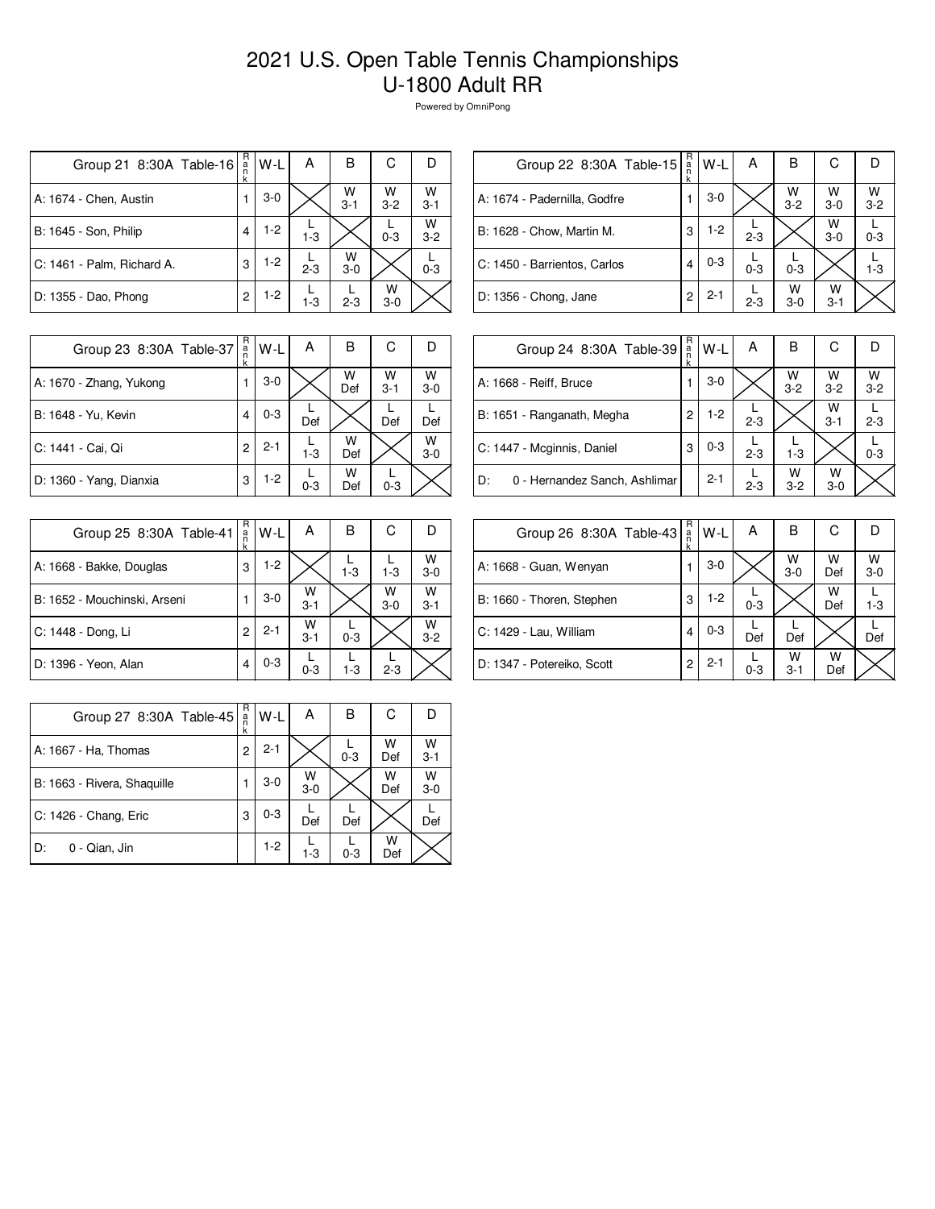# 2021 U.S. Open Table Tennis Championships
## U-1800 Adult RR

Powered by OmniPong

| Group 21 8:30A Table-16 | Rank | W-L | A | B | C | D |
|---|---|---|---|---|---|---|
| A: 1674 - Chen, Austin | 1 | 3-0 | | W 3-1 | W 3-2 | W 3-1 |
| B: 1645 - Son, Philip | 4 | 1-2 | L 1-3 | | L 0-3 | W 3-2 |
| C: 1461 - Palm, Richard A. | 3 | 1-2 | L 2-3 | W 3-0 | | L 0-3 |
| D: 1355 - Dao, Phong | 2 | 1-2 | L 1-3 | L 2-3 | W 3-0 | |

| Group 22 8:30A Table-15 | Rank | W-L | A | B | C | D |
|---|---|---|---|---|---|---|
| A: 1674 - Padernilla, Godfre | 1 | 3-0 | | W 3-2 | W 3-0 | W 3-2 |
| B: 1628 - Chow, Martin M. | 3 | 1-2 | L 2-3 | | W 3-0 | L 0-3 |
| C: 1450 - Barrientos, Carlos | 4 | 0-3 | L 0-3 | L 0-3 | | L 1-3 |
| D: 1356 - Chong, Jane | 2 | 2-1 | L 2-3 | W 3-0 | W 3-1 | |

| Group 23 8:30A Table-37 | Rank | W-L | A | B | C | D |
|---|---|---|---|---|---|---|
| A: 1670 - Zhang, Yukong | 1 | 3-0 | | W Def | W 3-1 | W 3-0 |
| B: 1648 - Yu, Kevin | 4 | 0-3 | L Def | | L Def | L Def |
| C: 1441 - Cai, Qi | 2 | 2-1 | L 1-3 | W Def | | W 3-0 |
| D: 1360 - Yang, Dianxia | 3 | 1-2 | L 0-3 | W Def | L 0-3 | |

| Group 24 8:30A Table-39 | Rank | W-L | A | B | C | D |
|---|---|---|---|---|---|---|
| A: 1668 - Reiff, Bruce | 1 | 3-0 | | W 3-2 | W 3-2 | W 3-2 |
| B: 1651 - Ranganath, Megha | 2 | 1-2 | L 2-3 | | W 3-1 | L 2-3 |
| C: 1447 - Mcginnis, Daniel | 3 | 0-3 | L 2-3 | L 1-3 | | L 0-3 |
| D: 0 - Hernandez Sanch, Ashlimar | | 2-1 | L 2-3 | W 3-2 | W 3-0 | |

| Group 25 8:30A Table-41 | Rank | W-L | A | B | C | D |
|---|---|---|---|---|---|---|
| A: 1668 - Bakke, Douglas | 3 | 1-2 | | L 1-3 | L 1-3 | W 3-0 |
| B: 1652 - Mouchinski, Arseni | 1 | 3-0 | W 3-1 | | W 3-0 | W 3-1 |
| C: 1448 - Dong, Li | 2 | 2-1 | W 3-1 | L 0-3 | | W 3-2 |
| D: 1396 - Yeon, Alan | 4 | 0-3 | L 0-3 | L 1-3 | L 2-3 | |

| Group 26 8:30A Table-43 | Rank | W-L | A | B | C | D |
|---|---|---|---|---|---|---|
| A: 1668 - Guan, Wenyan | 1 | 3-0 | | W 3-0 | W Def | W 3-0 |
| B: 1660 - Thoren, Stephen | 3 | 1-2 | L 0-3 | | W Def | L 1-3 |
| C: 1429 - Lau, William | 4 | 0-3 | L Def | L Def | | L Def |
| D: 1347 - Potereiko, Scott | 2 | 2-1 | L 0-3 | W 3-1 | W Def | |

| Group 27 8:30A Table-45 | Rank | W-L | A | B | C | D |
|---|---|---|---|---|---|---|
| A: 1667 - Ha, Thomas | 2 | 2-1 | | L 0-3 | W Def | W 3-1 |
| B: 1663 - Rivera, Shaquille | 1 | 3-0 | W 3-0 | | W Def | W 3-0 |
| C: 1426 - Chang, Eric | 3 | 0-3 | L Def | L Def | | L Def |
| D: 0 - Qian, Jin | | 1-2 | L 1-3 | L 0-3 | W Def | |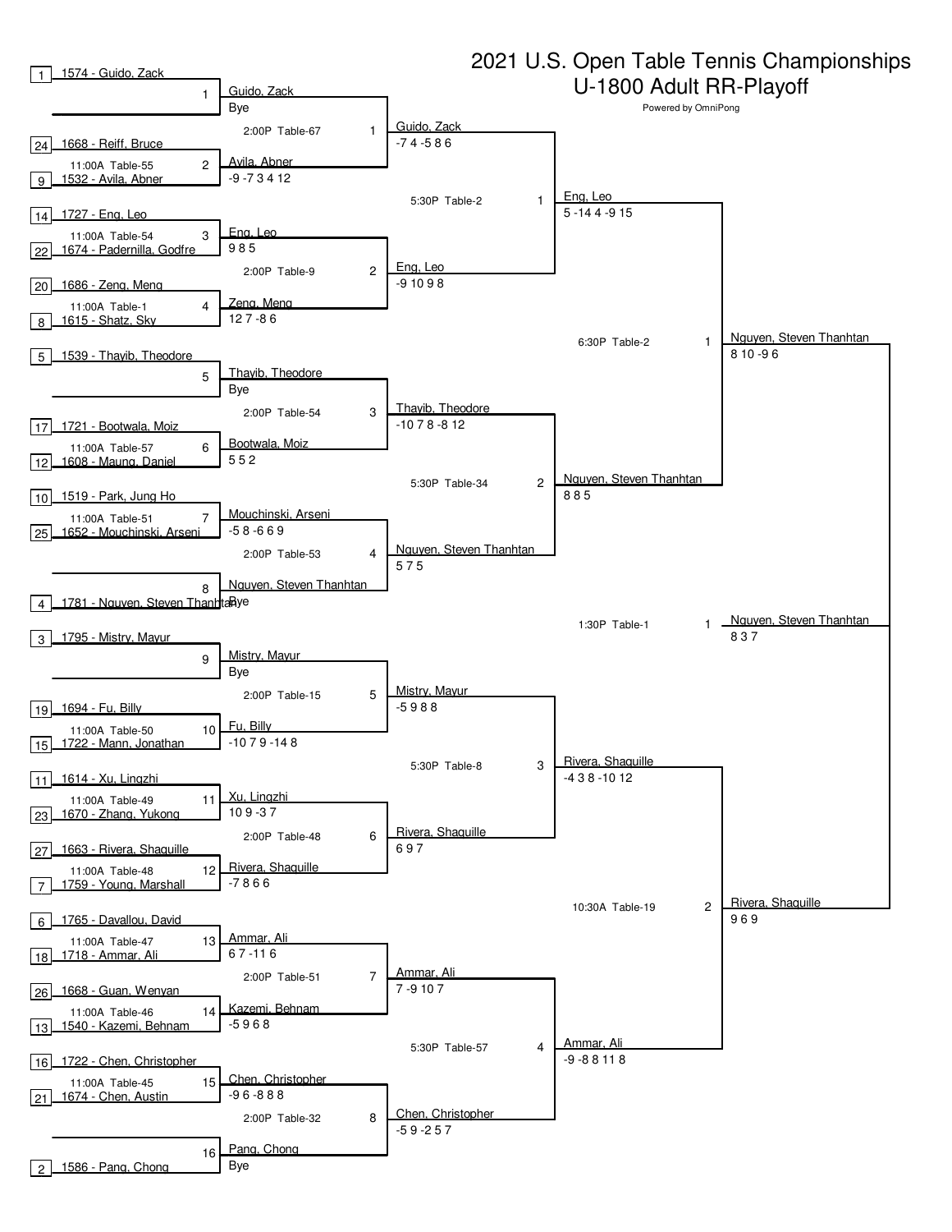# 2021 U.S. Open Table Tennis Championships

## U-1800 Adult RR-Playoff

Powered by OmniPong

### First Round

- 1 1574 - Guido, Zack — Match 1: Guido, Zack / Bye
- 24 1668 - Reiff, Bruce vs 9 1532 - Avila, Abner — Match 2 (11:00A Table-55): Avila, Abner -9 -7 3 4 12
- 14 1727 - Eng, Leo vs 22 1674 - Padernilla, Godfre — Match 3 (11:00A Table-54): Eng, Leo 9 8 5
- 20 1686 - Zeng, Meng vs 8 1615 - Shatz, Sky — Match 4 (11:00A Table-1): Zeng, Meng 12 7 -8 6
- 5 1539 - Thayib, Theodore — Match 5: Thayib, Theodore / Bye
- 17 1721 - Bootwala, Moiz vs 12 1608 - Maung, Daniel — Match 6 (11:00A Table-57): Bootwala, Moiz 5 5 2
- 10 1519 - Park, Jung Ho vs 25 1652 - Mouchinski, Arseni — Match 7 (11:00A Table-51): Mouchinski, Arseni -5 8 -6 6 9
- 4 1781 - Nguyen, Steven Thanhtan — Match 8: Nguyen, Steven Thanhtan / Bye
- 3 1795 - Mistry, Mayur — Match 9: Mistry, Mayur / Bye
- 19 1694 - Fu, Billy vs 15 1722 - Mann, Jonathan — Match 10 (11:00A Table-50): Fu, Billy -10 7 9 -14 8
- 11 1614 - Xu, Lingzhi vs 23 1670 - Zhang, Yukong — Match 11 (11:00A Table-49): Xu, Lingzhi 10 9 -3 7
- 27 1663 - Rivera, Shaquille vs 7 1759 - Young, Marshall — Match 12 (11:00A Table-48): Rivera, Shaquille -7 8 6 6
- 6 1765 - Davallou, David vs 18 1718 - Ammar, Ali — Match 13 (11:00A Table-47): Ammar, Ali 6 7 -11 6
- 26 1668 - Guan, Wenyan vs 13 1540 - Kazemi, Behnam — Match 14 (11:00A Table-46): Kazemi, Behnam -5 9 6 8
- 16 1722 - Chen, Christopher vs 21 1674 - Chen, Austin — Match 15 (11:00A Table-45): Chen, Christopher -9 6 -8 8 8
- 2 1586 - Pang, Chong — Match 16: Pang, Chong / Bye

### Second Round

- Match 1 (2:00P Table-67): Guido, Zack -7 4 -5 8 6
- Match 2 (2:00P Table-9): Eng, Leo -9 10 9 8
- Match 3 (2:00P Table-54): Thayib, Theodore -10 7 8 -8 12
- Match 4 (2:00P Table-53): Nguyen, Steven Thanhtan 5 7 5
- Match 5 (2:00P Table-15): Mistry, Mayur -5 9 8 8
- Match 6 (2:00P Table-48): Rivera, Shaquille 6 9 7
- Match 7 (2:00P Table-51): Ammar, Ali 7 -9 10 7
- Match 8 (2:00P Table-32): Chen, Christopher -5 9 -2 5 7

### Quarterfinals

- Match 1 (5:30P Table-2): Eng, Leo 5 -14 4 -9 15
- Match 2 (5:30P Table-34): Nguyen, Steven Thanhtan 8 8 5
- Match 3 (5:30P Table-8): Rivera, Shaquille -4 3 8 -10 12
- Match 4 (5:30P Table-57): Ammar, Ali -9 -8 8 11 8

### Semifinals

- Match 1 (6:30P Table-2): Nguyen, Steven Thanhtan 8 10 -9 6
- Match 2 (10:30A Table-19): Rivera, Shaquille 9 6 9

### Final

- Match 1 (1:30P Table-1): Nguyen, Steven Thanhtan 8 3 7